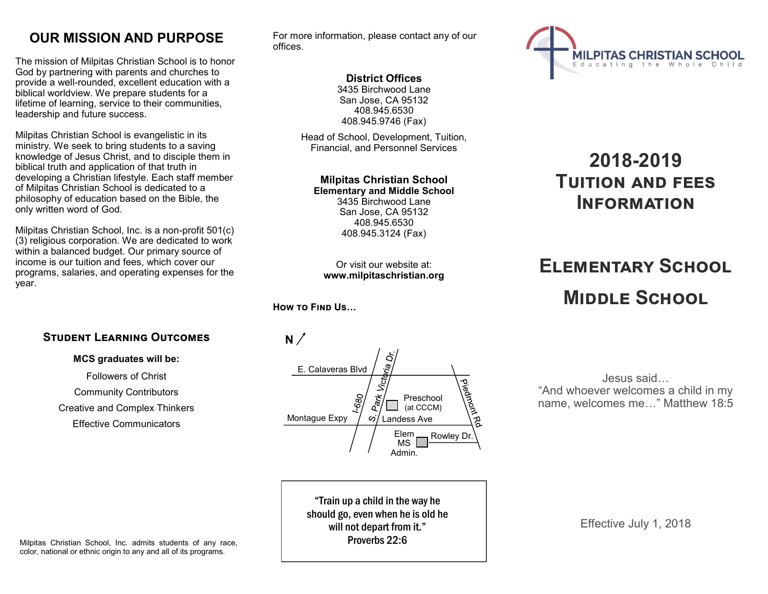## OUR MISSION AND PURPOSE

The mission of Milpitas Christian School is to honor God by partnering with parents and churches to provide a well-rounded, excellent education with a biblical worldview. We prepare students for a lifetime of learning, service to their communities, leadership and future success.

Milpitas Christian School is evangelistic in its ministry. We seek to bring students to a saving knowledge of Jesus Christ, and to disciple them in biblical truth and application of that truth in developing a Christian lifestyle. Each staff member of Milpitas Christian School is dedicated to a philosophy of education based on the Bible, the only written word of God.

Milpitas Christian School, Inc. is a non-profit 501(c)(3) religious corporation. We are dedicated to work within a balanced budget. Our primary source of income is our tuition and fees, which cover our programs, salaries, and operating expenses for the year.

### Student Learning Outcomes

**MCS graduates will be:**

Followers of Christ

Community Contributors

Creative and Complex Thinkers

Effective Communicators

Milpitas Christian School, Inc. admits students of any race, color, national or ethnic origin to any and all of its programs.

For more information, please contact any of our offices.

**District Offices**
3435 Birchwood Lane
San Jose, CA 95132
408.945.6530
408.945.9746 (Fax)

Head of School, Development, Tuition, Financial, and Personnel Services

**Milpitas Christian School**
**Elementary and Middle School**
3435 Birchwood Lane
San Jose, CA 95132
408.945.6530
408.945.3124 (Fax)

Or visit our website at:
**www.milpitaschristian.org**

### How to Find Us…

N

E. Calaveras Blvd — S. Park Victoria Dr. — Piedmont Rd — I-680 — Montague Expy — Landess Ave — Rowley Dr. — Preschool (at CCCM) — Elem MS Admin.

**"Train up a child in the way he should go, even when he is old he will not depart from it." Proverbs 22:6**

MILPITAS CHRISTIAN SCHOOL
Educating the Whole Child

# 2018-2019 Tuition and Fees Information

## Elementary School

## Middle School

Jesus said…
"And whoever welcomes a child in my name, welcomes me…" Matthew 18:5

Effective July 1, 2018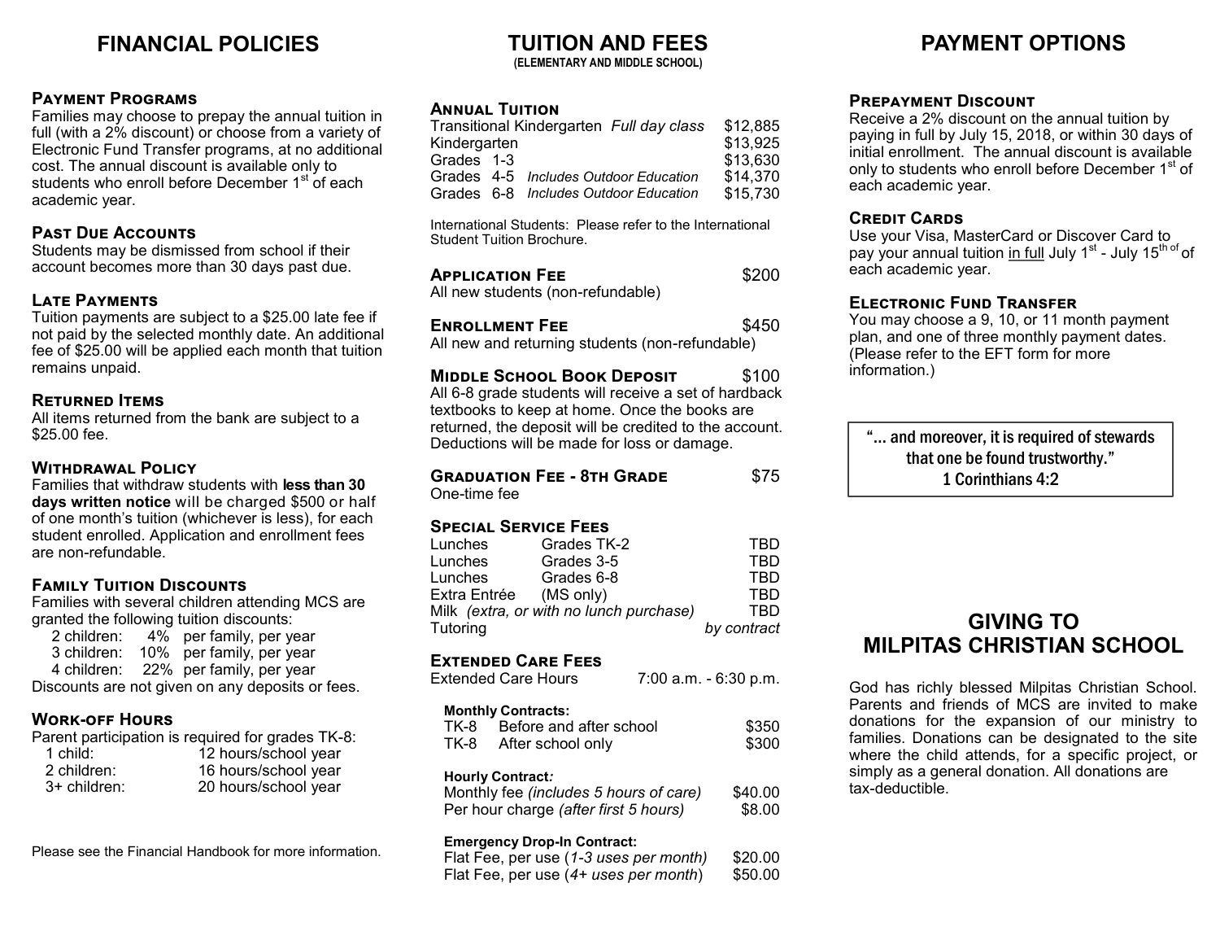# FINANCIAL POLICIES

### Payment Programs

Families may choose to prepay the annual tuition in full (with a 2% discount) or choose from a variety of Electronic Fund Transfer programs, at no additional cost. The annual discount is available only to students who enroll before December 1st of each academic year.

### Past Due Accounts

Students may be dismissed from school if their account becomes more than 30 days past due.

### Late Payments

Tuition payments are subject to a $25.00 late fee if not paid by the selected monthly date. An additional fee of $25.00 will be applied each month that tuition remains unpaid.

### Returned Items

All items returned from the bank are subject to a $25.00 fee.

### Withdrawal Policy

Families that withdraw students with **less than 30 days written notice** will be charged $500 or half of one month's tuition (whichever is less), for each student enrolled. Application and enrollment fees are non-refundable.

### Family Tuition Discounts

Families with several children attending MCS are granted the following tuition discounts:

| | | |
|---|---|---|
| 2 children: | 4% | per family, per year |
| 3 children: | 10% | per family, per year |
| 4 children: | 22% | per family, per year |

Discounts are not given on any deposits or fees.

### Work-off Hours

Parent participation is required for grades TK-8:

| | |
|---|---|
| 1 child: | 12 hours/school year |
| 2 children: | 16 hours/school year |
| 3+ children: | 20 hours/school year |

Please see the Financial Handbook for more information.

# TUITION AND FEES
**(ELEMENTARY AND MIDDLE SCHOOL)**

### Annual Tuition

| | | |
|---|---|---|
| Transitional Kindergarten | *Full day class* | $12,885 |
| Kindergarten | | $13,925 |
| Grades 1-3 | | $13,630 |
| Grades 4-5 | *Includes Outdoor Education* | $14,370 |
| Grades 6-8 | *Includes Outdoor Education* | $15,730 |

International Students: Please refer to the International Student Tuition Brochure.

### Application Fee — $200

All new students (non-refundable)

### Enrollment Fee — $450

All new and returning students (non-refundable)

### Middle School Book Deposit — $100

All 6-8 grade students will receive a set of hardback textbooks to keep at home. Once the books are returned, the deposit will be credited to the account. Deductions will be made for loss or damage.

### Graduation Fee - 8th Grade — $75

One-time fee

### Special Service Fees

| | | |
|---|---|---|
| Lunches | Grades TK-2 | TBD |
| Lunches | Grades 3-5 | TBD |
| Lunches | Grades 6-8 | TBD |
| Extra Entrée | (MS only) | TBD |
| Milk *(extra, or with no lunch purchase)* | | TBD |
| Tutoring | | *by contract* |

### Extended Care Fees

Extended Care Hours: 7:00 a.m. - 6:30 p.m.

**Monthly Contracts:**

| | | |
|---|---|---|
| TK-8 | Before and after school | $350 |
| TK-8 | After school only | $300 |

**Hourly Contract:**

| | |
|---|---|
| Monthly fee *(includes 5 hours of care)* | $40.00 |
| Per hour charge *(after first 5 hours)* | $8.00 |

**Emergency Drop-In Contract:**

| | |
|---|---|
| Flat Fee, per use (*1-3 uses per month*) | $20.00 |
| Flat Fee, per use (*4+ uses per month*) | $50.00 |

# PAYMENT OPTIONS

### Prepayment Discount

Receive a 2% discount on the annual tuition by paying in full by July 15, 2018, or within 30 days of initial enrollment. The annual discount is available only to students who enroll before December 1st of each academic year.

### Credit Cards

Use your Visa, MasterCard or Discover Card to pay your annual tuition <u>in full</u> July 1st - July 15th of each academic year.

### Electronic Fund Transfer

You may choose a 9, 10, or 11 month payment plan, and one of three monthly payment dates. (Please refer to the EFT form for more information.)

> "... and moreover, it is required of stewards that one be found trustworthy."
> 1 Corinthians 4:2

# GIVING TO MILPITAS CHRISTIAN SCHOOL

God has richly blessed Milpitas Christian School. Parents and friends of MCS are invited to make donations for the expansion of our ministry to families. Donations can be designated to the site where the child attends, for a specific project, or simply as a general donation. All donations are tax-deductible.